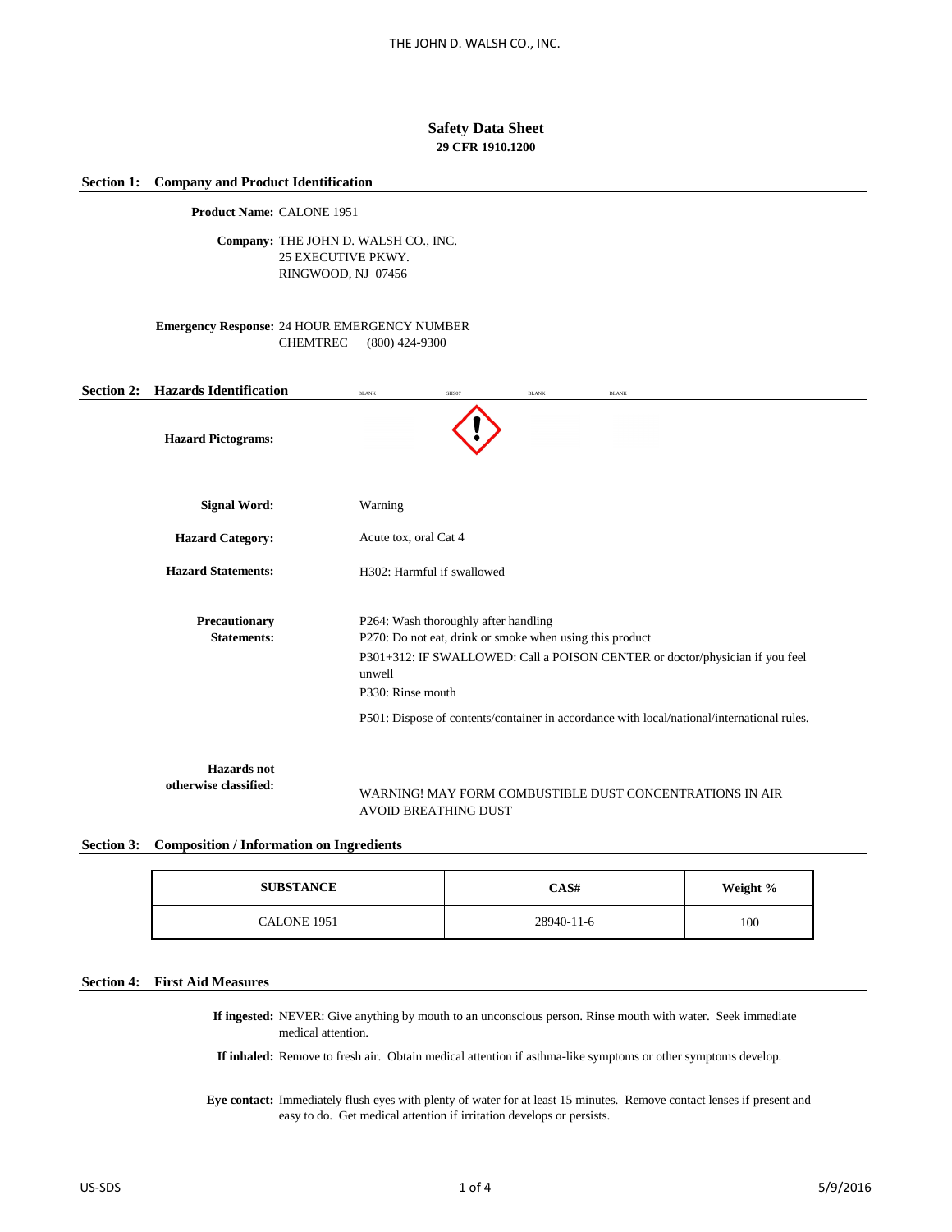# Safety Data Sheet

**29 CFR 1910.1200**

## Section 1: Company and Product Identification

**Product Name:** CALONE 1951

**Company:** THE JOHN D. WALSH CO., INC.
25 EXECUTIVE PKWY.
RINGWOOD, NJ 07456

**Emergency Response:** 24 HOUR EMERGENCY NUMBER
CHEMTREC (800) 424-9300

## Section 2: Hazards Identification

BLANK GHS07 BLANK BLANK

**Hazard Pictograms:**

**Signal Word:** Warning

**Hazard Category:** Acute tox, oral Cat 4

**Hazard Statements:** H302: Harmful if swallowed

**Precautionary Statements:**

P264: Wash thoroughly after handling
P270: Do not eat, drink or smoke when using this product
P301+312: IF SWALLOWED: Call a POISON CENTER or doctor/physician if you feel unwell
P330: Rinse mouth
P501: Dispose of contents/container in accordance with local/national/international rules.

**Hazards not otherwise classified:**

WARNING! MAY FORM COMBUSTIBLE DUST CONCENTRATIONS IN AIR
AVOID BREATHING DUST

## Section 3: Composition / Information on Ingredients

| SUBSTANCE | CAS# | Weight % |
|---|---|---|
| CALONE 1951 | 28940-11-6 | 100 |

## Section 4: First Aid Measures

**If ingested:** NEVER: Give anything by mouth to an unconscious person. Rinse mouth with water. Seek immediate medical attention.

**If inhaled:** Remove to fresh air. Obtain medical attention if asthma-like symptoms or other symptoms develop.

**Eye contact:** Immediately flush eyes with plenty of water for at least 15 minutes. Remove contact lenses if present and easy to do. Get medical attention if irritation develops or persists.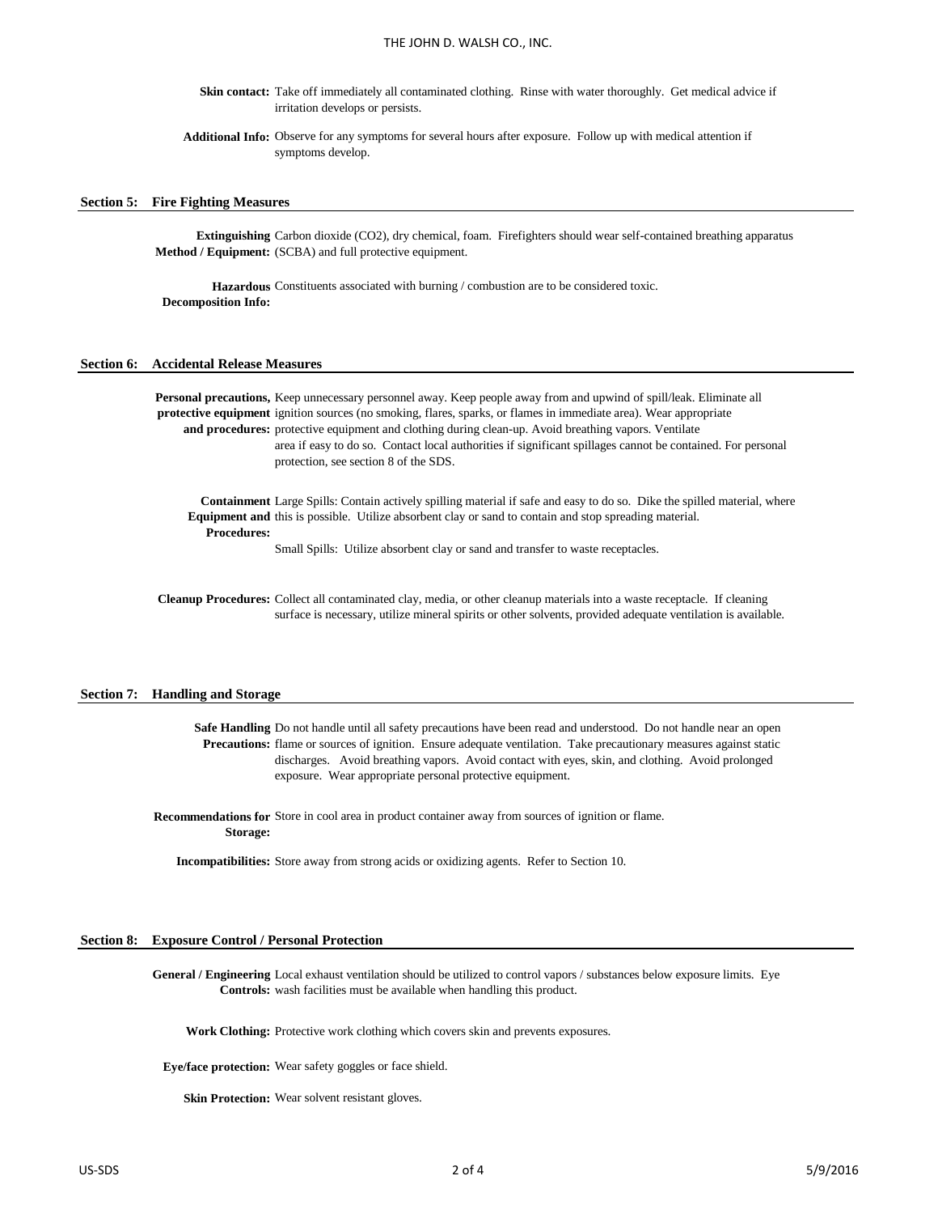**Skin contact:** Take off immediately all contaminated clothing. Rinse with water thoroughly. Get medical advice if irritation develops or persists.

**Additional Info:** Observe for any symptoms for several hours after exposure. Follow up with medical attention if symptoms develop.

## Section 5: Fire Fighting Measures

**Extinguishing Method / Equipment:** Carbon dioxide ($CO_2$), dry chemical, foam. Firefighters should wear self-contained breathing apparatus (SCBA) and full protective equipment.

**Hazardous Decomposition Info:** Constituents associated with burning / combustion are to be considered toxic.

## Section 6: Accidental Release Measures

**Personal precautions, protective equipment and procedures:** Keep unnecessary personnel away. Keep people away from and upwind of spill/leak. Eliminate all ignition sources (no smoking, flares, sparks, or flames in immediate area). Wear appropriate protective equipment and clothing during clean-up. Avoid breathing vapors. Ventilate area if easy to do so. Contact local authorities if significant spillages cannot be contained. For personal protection, see section 8 of the SDS.

**Containment Equipment and Procedures:** Large Spills: Contain actively spilling material if safe and easy to do so. Dike the spilled material, where this is possible. Utilize absorbent clay or sand to contain and stop spreading material.

Small Spills: Utilize absorbent clay or sand and transfer to waste receptacles.

**Cleanup Procedures:** Collect all contaminated clay, media, or other cleanup materials into a waste receptacle. If cleaning surface is necessary, utilize mineral spirits or other solvents, provided adequate ventilation is available.

## Section 7: Handling and Storage

**Safe Handling Precautions:** Do not handle until all safety precautions have been read and understood. Do not handle near an open flame or sources of ignition. Ensure adequate ventilation. Take precautionary measures against static discharges. Avoid breathing vapors. Avoid contact with eyes, skin, and clothing. Avoid prolonged exposure. Wear appropriate personal protective equipment.

**Recommendations for Storage:** Store in cool area in product container away from sources of ignition or flame.

**Incompatibilities:** Store away from strong acids or oxidizing agents. Refer to Section 10.

## Section 8: Exposure Control / Personal Protection

**General / Engineering Controls:** Local exhaust ventilation should be utilized to control vapors / substances below exposure limits. Eye wash facilities must be available when handling this product.

**Work Clothing:** Protective work clothing which covers skin and prevents exposures.

**Eye/face protection:** Wear safety goggles or face shield.

**Skin Protection:** Wear solvent resistant gloves.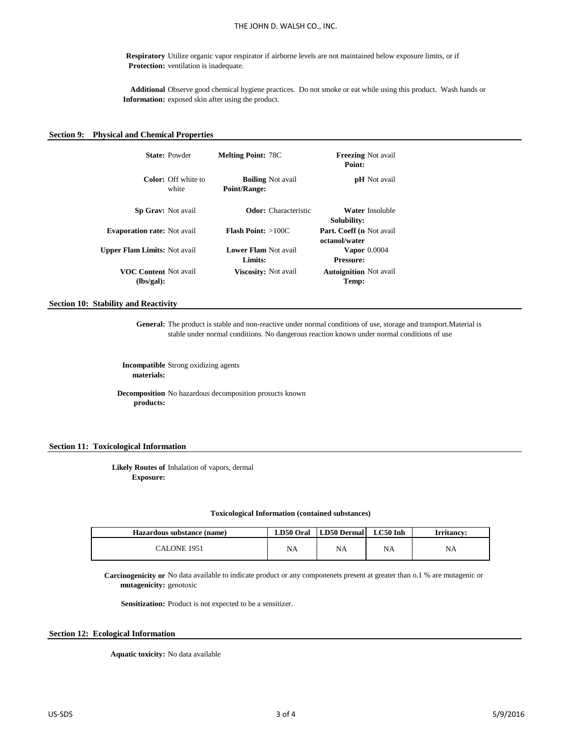**Respiratory Protection:** Utilize organic vapor respirator if airborne levels are not maintained below exposure limits, or if ventilation is inadequate.

**Additional Information:** Observe good chemical hygiene practices. Do not smoke or eat while using this product. Wash hands or exposed skin after using the product.

## Section 9: Physical and Chemical Properties

| | | | | | |
|---|---|---|---|---|---|
| **State:** | Powder | **Melting Point:** | 78C | **Freezing Point:** | Not avail |
| **Color:** | Off white to white | **Boiling Point/Range:** | Not avail | **pH** | Not avail |
| **Sp Grav:** | Not avail | **Odor:** | Characteristic | **Water Solubility:** | Insoluble |
| **Evaporation rate:** | Not avail | **Flash Point:** | >100C | **Part. Coeff (n-octanol/water** | Not avail |
| **Upper Flam Limits:** | Not avail | **Lower Flam Limits:** | Not avail | **Vapor Pressure:** | 0.0004 |
| **VOC Content (lbs/gal):** | Not avail | **Viscosity:** | Not avail | **Autoignition Temp:** | Not avail |

## Section 10: Stability and Reactivity

**General:** The product is stable and non-reactive under normal conditions of use, storage and transport.Material is stable under normal conditions. No dangerous reaction known under normal conditions of use

**Incompatible materials:** Strong oxidizing agents

**Decomposition products:** No hazardous decomposition prosucts known

## Section 11: Toxicological Information

**Likely Routes of Exposure:** Inhalation of vapors, dermal

**Toxicological Information (contained substances)**

| Hazardous substance (name) | LD50 Oral | LD50 Dermal | LC50 Inh | Irritancy: |
|---|---|---|---|---|
| CALONE 1951 | NA | NA | NA | NA |

**Carcinogenicity or mutagenicity:** No data available to indicate product or any componenets present at greater than o.1 % are mutagenic or genotoxic

**Sensitization:** Product is not expected to be a sensitizer.

## Section 12: Ecological Information

**Aquatic toxicity:** No data available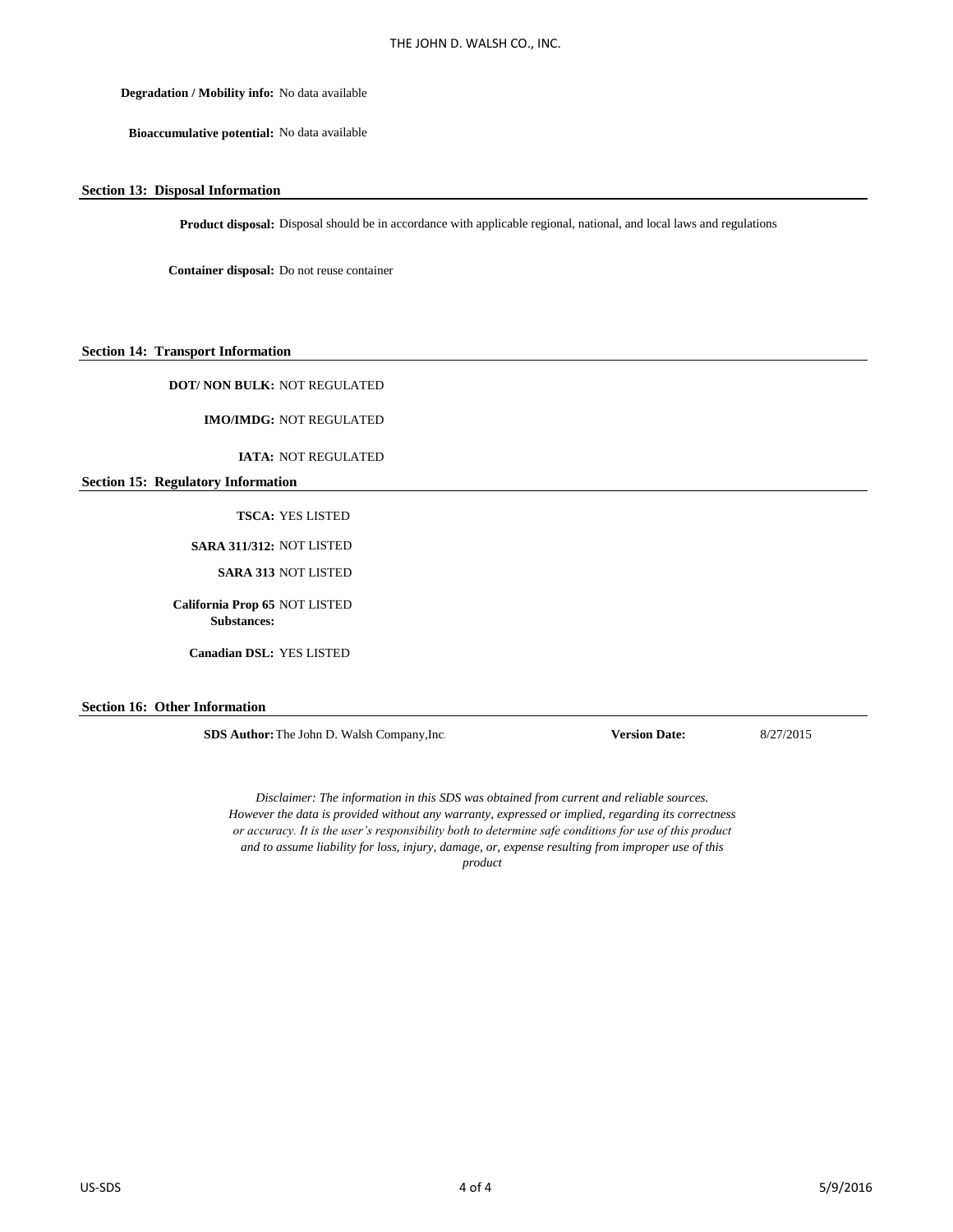**Degradation / Mobility info:** No data available

**Bioaccumulative potential:** No data available

## Section 13: Disposal Information

**Product disposal:** Disposal should be in accordance with applicable regional, national, and local laws and regulations

**Container disposal:** Do not reuse container

## Section 14: Transport Information

**DOT/ NON BULK:** NOT REGULATED

**IMO/IMDG:** NOT REGULATED

**IATA:** NOT REGULATED

## Section 15: Regulatory Information

**TSCA:** YES LISTED

**SARA 311/312:** NOT LISTED

**SARA 313** NOT LISTED

**California Prop 65 Substances:** NOT LISTED

**Canadian DSL:** YES LISTED

## Section 16: Other Information

**SDS Author:** The John D. Walsh Company,Inc.

**Version Date:** 8/27/2015

*Disclaimer: The information in this SDS was obtained from current and reliable sources. However the data is provided without any warranty, expressed or implied, regarding its correctness or accuracy. It is the user's responsibility both to determine safe conditions for use of this product and to assume liability for loss, injury, damage, or, expense resulting from improper use of this product*